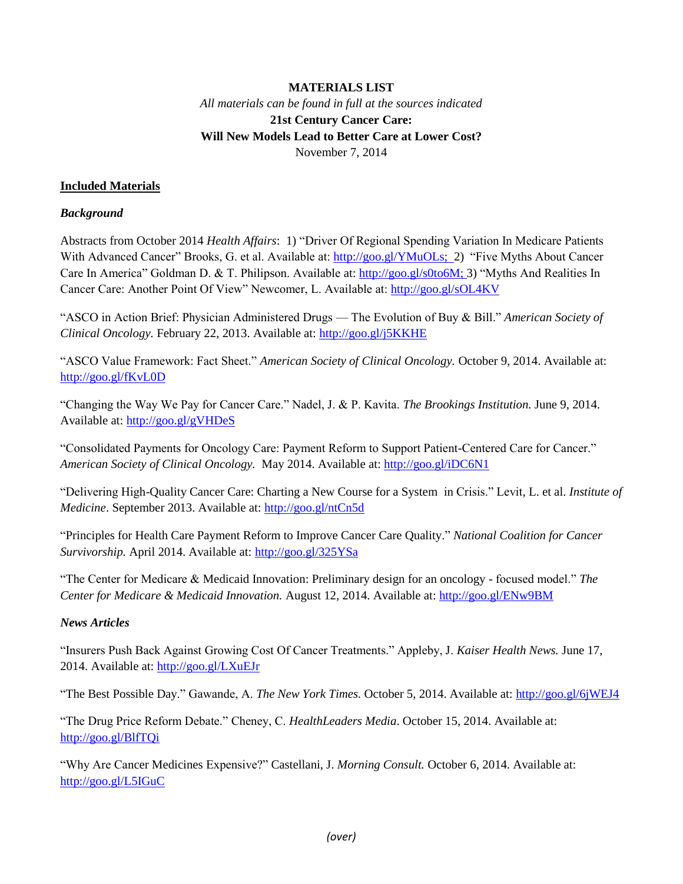**MATERIALS LIST**

*All materials can be found in full at the sources indicated*

**21st Century Cancer Care:**

**Will New Models Lead to Better Care at Lower Cost?**

November 7, 2014

## Included Materials

### *Background*

Abstracts from October 2014 *Health Affairs*: 1) "Driver Of Regional Spending Variation In Medicare Patients With Advanced Cancer" Brooks, G. et al. Available at: http://goo.gl/YMuOLs; 2) "Five Myths About Cancer Care In America" Goldman D. & T. Philipson. Available at: http://goo.gl/s0to6M; 3) "Myths And Realities In Cancer Care: Another Point Of View" Newcomer, L. Available at: http://goo.gl/sOL4KV

"ASCO in Action Brief: Physician Administered Drugs — The Evolution of Buy & Bill." *American Society of Clinical Oncology.* February 22, 2013. Available at: http://goo.gl/j5KKHE

"ASCO Value Framework: Fact Sheet." *American Society of Clinical Oncology.* October 9, 2014. Available at: http://goo.gl/fKvL0D

"Changing the Way We Pay for Cancer Care." Nadel, J. & P. Kavita. *The Brookings Institution.* June 9, 2014. Available at: http://goo.gl/gVHDeS

"Consolidated Payments for Oncology Care: Payment Reform to Support Patient-Centered Care for Cancer." *American Society of Clinical Oncology.* May 2014. Available at: http://goo.gl/iDC6N1

"Delivering High-Quality Cancer Care: Charting a New Course for a System in Crisis." Levit, L. et al. *Institute of Medicine*. September 2013. Available at: http://goo.gl/ntCn5d

"Principles for Health Care Payment Reform to Improve Cancer Care Quality." *National Coalition for Cancer Survivorship.* April 2014. Available at: http://goo.gl/325YSa

"The Center for Medicare & Medicaid Innovation: Preliminary design for an oncology - focused model." *The Center for Medicare & Medicaid Innovation.* August 12, 2014. Available at: http://goo.gl/ENw9BM

### *News Articles*

"Insurers Push Back Against Growing Cost Of Cancer Treatments." Appleby, J. *Kaiser Health News.* June 17, 2014. Available at: http://goo.gl/LXuEJr

"The Best Possible Day." Gawande, A. *The New York Times.* October 5, 2014. Available at: http://goo.gl/6jWEJ4

"The Drug Price Reform Debate." Cheney, C. *HealthLeaders Media*. October 15, 2014. Available at: http://goo.gl/BlfTQi

"Why Are Cancer Medicines Expensive?" Castellani, J. *Morning Consult.* October 6, 2014. Available at: http://goo.gl/L5IGuC

*(over)*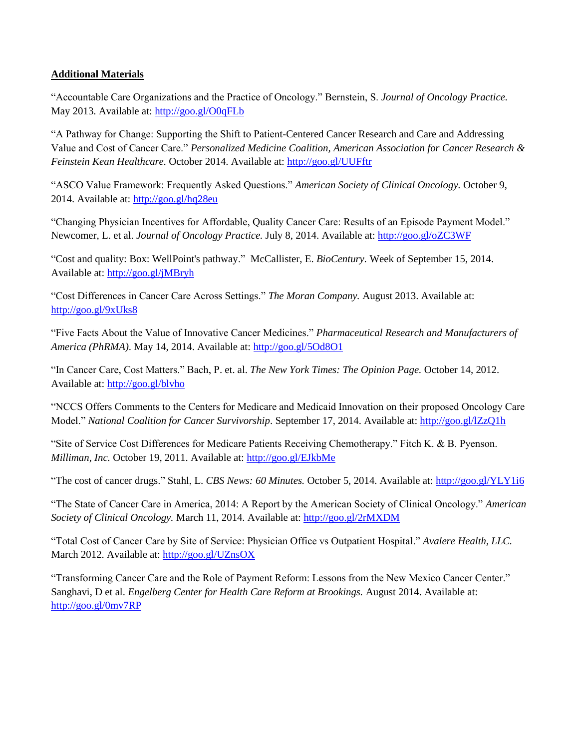**Additional Materials**

"Accountable Care Organizations and the Practice of Oncology." Bernstein, S. *Journal of Oncology Practice.* May 2013. Available at: http://goo.gl/O0qFLb

"A Pathway for Change: Supporting the Shift to Patient-Centered Cancer Research and Care and Addressing Value and Cost of Cancer Care." *Personalized Medicine Coalition, American Association for Cancer Research & Feinstein Kean Healthcare.* October 2014. Available at: http://goo.gl/UUFftr

"ASCO Value Framework: Frequently Asked Questions." *American Society of Clinical Oncology.* October 9, 2014. Available at: http://goo.gl/hq28eu

"Changing Physician Incentives for Affordable, Quality Cancer Care: Results of an Episode Payment Model." Newcomer, L. et al. *Journal of Oncology Practice.* July 8, 2014. Available at: http://goo.gl/oZC3WF

"Cost and quality: Box: WellPoint's pathway." McCallister, E. *BioCentury.* Week of September 15, 2014. Available at: http://goo.gl/jMBryh

"Cost Differences in Cancer Care Across Settings." *The Moran Company.* August 2013. Available at: http://goo.gl/9xUks8

"Five Facts About the Value of Innovative Cancer Medicines." *Pharmaceutical Research and Manufacturers of America (PhRMA).* May 14, 2014. Available at: http://goo.gl/5Od8O1

"In Cancer Care, Cost Matters." Bach, P. et. al. *The New York Times: The Opinion Page.* October 14, 2012. Available at: http://goo.gl/blvho

"NCCS Offers Comments to the Centers for Medicare and Medicaid Innovation on their proposed Oncology Care Model." *National Coalition for Cancer Survivorship*. September 17, 2014. Available at: http://goo.gl/lZzQ1h

"Site of Service Cost Differences for Medicare Patients Receiving Chemotherapy." Fitch K. & B. Pyenson. *Milliman, Inc.* October 19, 2011. Available at: http://goo.gl/EJkbMe

"The cost of cancer drugs." Stahl, L. *CBS News: 60 Minutes.* October 5, 2014. Available at: http://goo.gl/YLY1i6

"The State of Cancer Care in America, 2014: A Report by the American Society of Clinical Oncology." *American Society of Clinical Oncology.* March 11, 2014. Available at: http://goo.gl/2rMXDM

"Total Cost of Cancer Care by Site of Service: Physician Office vs Outpatient Hospital." *Avalere Health, LLC.* March 2012. Available at: http://goo.gl/UZnsOX

"Transforming Cancer Care and the Role of Payment Reform: Lessons from the New Mexico Cancer Center." Sanghavi, D et al. *Engelberg Center for Health Care Reform at Brookings.* August 2014. Available at: http://goo.gl/0mv7RP